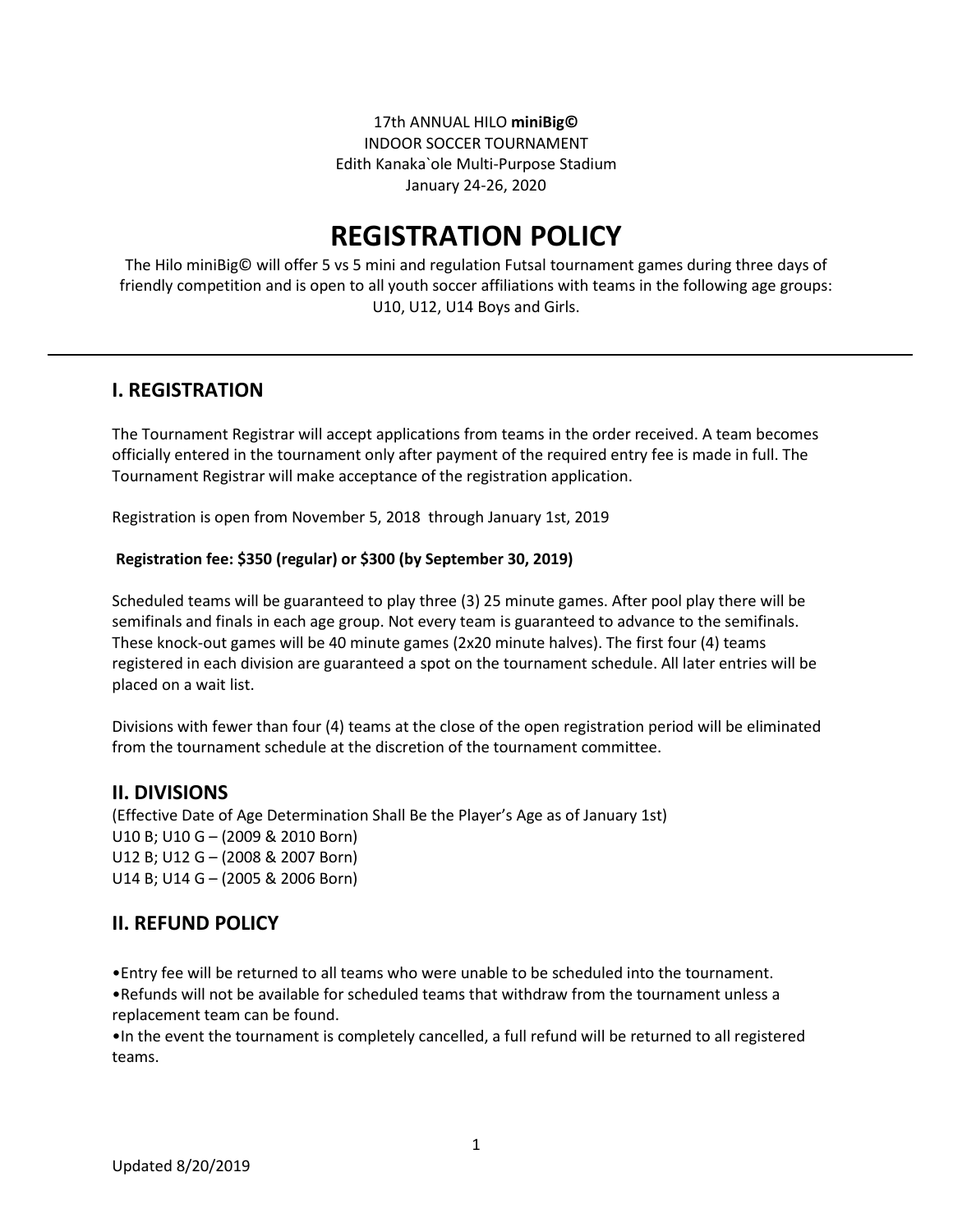17th ANNUAL HILO **miniBig©**
INDOOR SOCCER TOURNAMENT
Edith Kanaka`ole Multi-Purpose Stadium
January 24-26, 2020

# REGISTRATION POLICY

The Hilo miniBig© will offer 5 vs 5 mini and regulation Futsal tournament games during three days of friendly competition and is open to all youth soccer affiliations with teams in the following age groups: U10, U12, U14 Boys and Girls.

---

## I. REGISTRATION

The Tournament Registrar will accept applications from teams in the order received. A team becomes officially entered in the tournament only after payment of the required entry fee is made in full. The Tournament Registrar will make acceptance of the registration application.

Registration is open from November 5, 2018 through January 1st, 2019

**Registration fee: $350 (regular) or $300 (by September 30, 2019)**

Scheduled teams will be guaranteed to play three (3) 25 minute games. After pool play there will be semifinals and finals in each age group. Not every team is guaranteed to advance to the semifinals. These knock-out games will be 40 minute games (2x20 minute halves). The first four (4) teams registered in each division are guaranteed a spot on the tournament schedule. All later entries will be placed on a wait list.

Divisions with fewer than four (4) teams at the close of the open registration period will be eliminated from the tournament schedule at the discretion of the tournament committee.

## II. DIVISIONS

(Effective Date of Age Determination Shall Be the Player's Age as of January 1st)
U10 B; U10 G – (2009 & 2010 Born)
U12 B; U12 G – (2008 & 2007 Born)
U14 B; U14 G – (2005 & 2006 Born)

## II. REFUND POLICY

- Entry fee will be returned to all teams who were unable to be scheduled into the tournament.
- Refunds will not be available for scheduled teams that withdraw from the tournament unless a replacement team can be found.
- In the event the tournament is completely cancelled, a full refund will be returned to all registered teams.

Updated 8/20/2019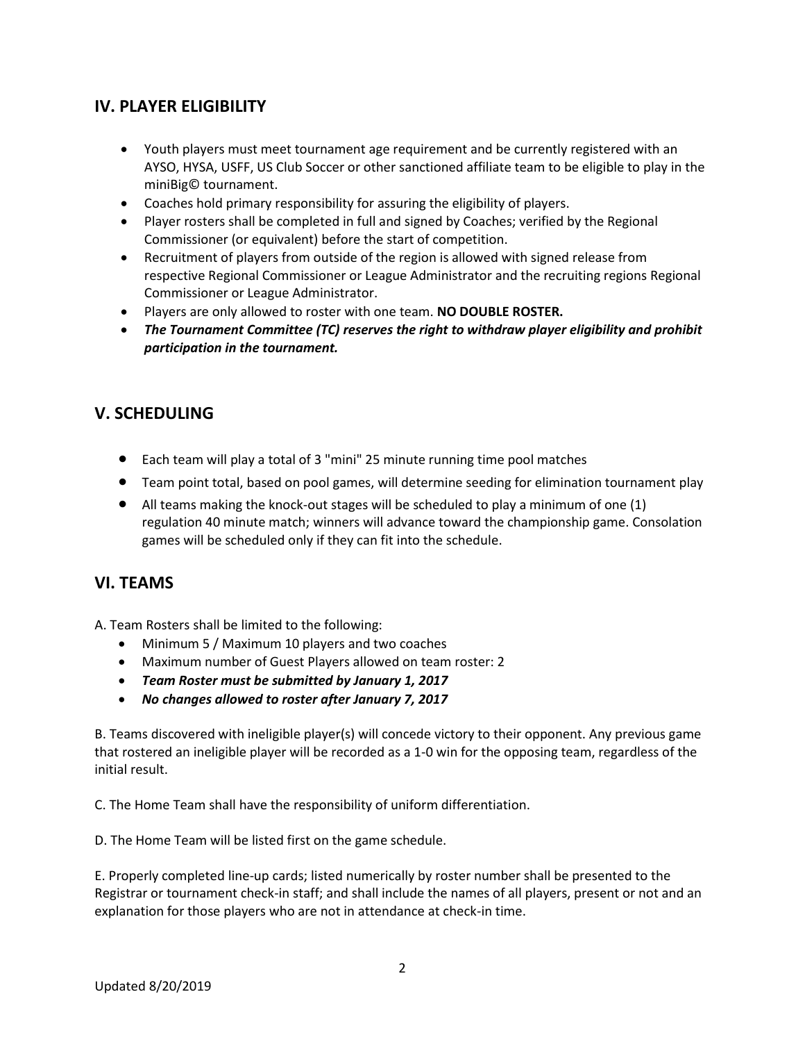## IV. PLAYER ELIGIBILITY

- Youth players must meet tournament age requirement and be currently registered with an AYSO, HYSA, USFF, US Club Soccer or other sanctioned affiliate team to be eligible to play in the miniBig© tournament.
- Coaches hold primary responsibility for assuring the eligibility of players.
- Player rosters shall be completed in full and signed by Coaches; verified by the Regional Commissioner (or equivalent) before the start of competition.
- Recruitment of players from outside of the region is allowed with signed release from respective Regional Commissioner or League Administrator and the recruiting regions Regional Commissioner or League Administrator.
- Players are only allowed to roster with one team. **NO DOUBLE ROSTER.**
- ***The Tournament Committee (TC) reserves the right to withdraw player eligibility and prohibit participation in the tournament.***

## V. SCHEDULING

- Each team will play a total of 3 "mini" 25 minute running time pool matches
- Team point total, based on pool games, will determine seeding for elimination tournament play
- All teams making the knock-out stages will be scheduled to play a minimum of one (1) regulation 40 minute match; winners will advance toward the championship game. Consolation games will be scheduled only if they can fit into the schedule.

## VI. TEAMS

A. Team Rosters shall be limited to the following:

- Minimum 5 / Maximum 10 players and two coaches
- Maximum number of Guest Players allowed on team roster: 2
- ***Team Roster must be submitted by January 1, 2017***
- ***No changes allowed to roster after January 7, 2017***

B. Teams discovered with ineligible player(s) will concede victory to their opponent. Any previous game that rostered an ineligible player will be recorded as a 1-0 win for the opposing team, regardless of the initial result.

C. The Home Team shall have the responsibility of uniform differentiation.

D. The Home Team will be listed first on the game schedule.

E. Properly completed line-up cards; listed numerically by roster number shall be presented to the Registrar or tournament check-in staff; and shall include the names of all players, present or not and an explanation for those players who are not in attendance at check-in time.

Updated 8/20/2019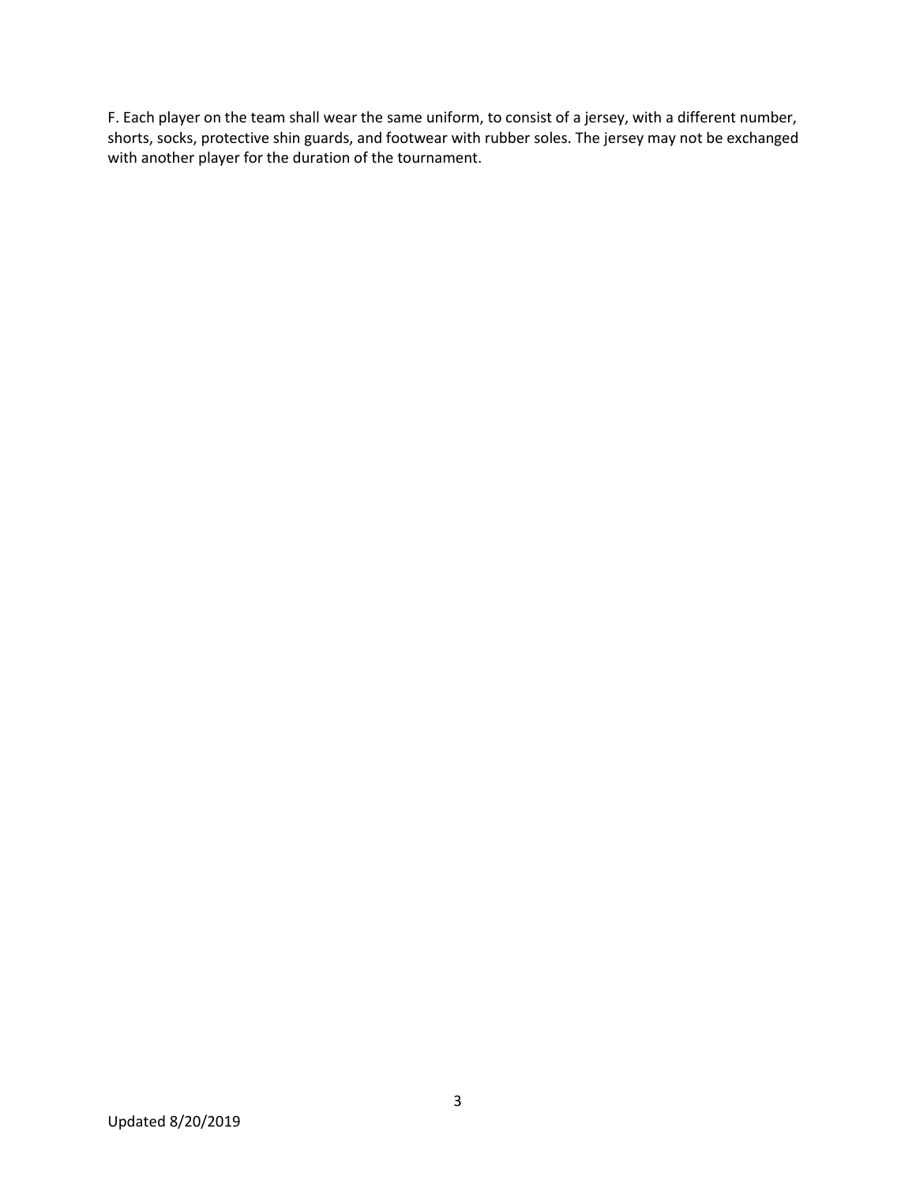F. Each player on the team shall wear the same uniform, to consist of a jersey, with a different number, shorts, socks, protective shin guards, and footwear with rubber soles. The jersey may not be exchanged with another player for the duration of the tournament.